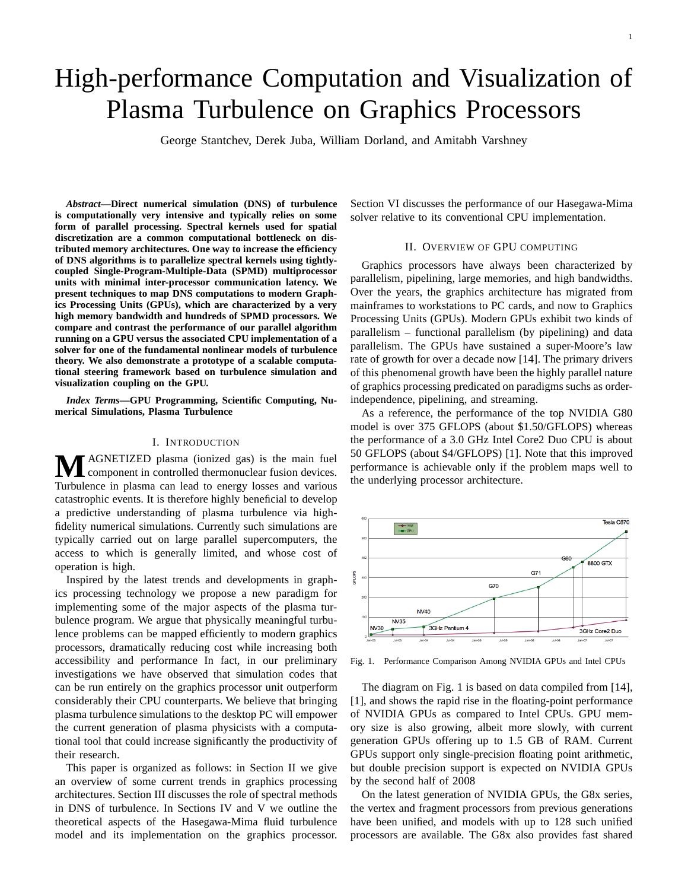# High-performance Computation and Visualization of Plasma Turbulence on Graphics Processors

George Stantchev, Derek Juba, William Dorland, and Amitabh Varshney

***Abstract*—Direct numerical simulation (DNS) of turbulence is computationally very intensive and typically relies on some form of parallel processing. Spectral kernels used for spatial discretization are a common computational bottleneck on distributed memory architectures. One way to increase the efficiency of DNS algorithms is to parallelize spectral kernels using tightly-coupled Single-Program-Multiple-Data (SPMD) multiprocessor units with minimal inter-processor communication latency. We present techniques to map DNS computations to modern Graphics Processing Units (GPUs), which are characterized by a very high memory bandwidth and hundreds of SPMD processors. We compare and contrast the performance of our parallel algorithm running on a GPU versus the associated CPU implementation of a solver for one of the fundamental nonlinear models of turbulence theory. We also demonstrate a prototype of a scalable computational steering framework based on turbulence simulation and visualization coupling on the GPU.**

***Index Terms*—GPU Programming, Scientific Computing, Numerical Simulations, Plasma Turbulence**

## I. Introduction

MAGNETIZED plasma (ionized gas) is the main fuel component in controlled thermonuclear fusion devices. Turbulence in plasma can lead to energy losses and various catastrophic events. It is therefore highly beneficial to develop a predictive understanding of plasma turbulence via high-fidelity numerical simulations. Currently such simulations are typically carried out on large parallel supercomputers, the access to which is generally limited, and whose cost of operation is high.

Inspired by the latest trends and developments in graphics processing technology we propose a new paradigm for implementing some of the major aspects of the plasma turbulence program. We argue that physically meaningful turbulence problems can be mapped efficiently to modern graphics processors, dramatically reducing cost while increasing both accessibility and performance In fact, in our preliminary investigations we have observed that simulation codes that can be run entirely on the graphics processor unit outperform considerably their CPU counterparts. We believe that bringing plasma turbulence simulations to the desktop PC will empower the current generation of plasma physicists with a computational tool that could increase significantly the productivity of their research.

This paper is organized as follows: in Section II we give an overview of some current trends in graphics processing architectures. Section III discusses the role of spectral methods in DNS of turbulence. In Sections IV and V we outline the theoretical aspects of the Hasegawa-Mima fluid turbulence model and its implementation on the graphics processor. Section VI discusses the performance of our Hasegawa-Mima solver relative to its conventional CPU implementation.

## II. Overview of GPU computing

Graphics processors have always been characterized by parallelism, pipelining, large memories, and high bandwidths. Over the years, the graphics architecture has migrated from mainframes to workstations to PC cards, and now to Graphics Processing Units (GPUs). Modern GPUs exhibit two kinds of parallelism – functional parallelism (by pipelining) and data parallelism. The GPUs have sustained a super-Moore's law rate of growth for over a decade now [14]. The primary drivers of this phenomenal growth have been the highly parallel nature of graphics processing predicated on paradigms suchs as order-independence, pipelining, and streaming.

As a reference, the performance of the top NVIDIA G80 model is over 375 GFLOPS (about \$1.50/GFLOPS) whereas the performance of a 3.0 GHz Intel Core2 Duo CPU is about 50 GFLOPS (about \$4/GFLOPS) [1]. Note that this improved performance is achievable only if the problem maps well to the underlying processor architecture.

Fig. 1. Performance Comparison Among NVIDIA GPUs and Intel CPUs

The diagram on Fig. 1 is based on data compiled from [14], [1], and shows the rapid rise in the floating-point performance of NVIDIA GPUs as compared to Intel CPUs. GPU memory size is also growing, albeit more slowly, with current generation GPUs offering up to 1.5 GB of RAM. Current GPUs support only single-precision floating point arithmetic, but double precision support is expected on NVIDIA GPUs by the second half of 2008

On the latest generation of NVIDIA GPUs, the G8x series, the vertex and fragment processors from previous generations have been unified, and models with up to 128 such unified processors are available. The G8x also provides fast shared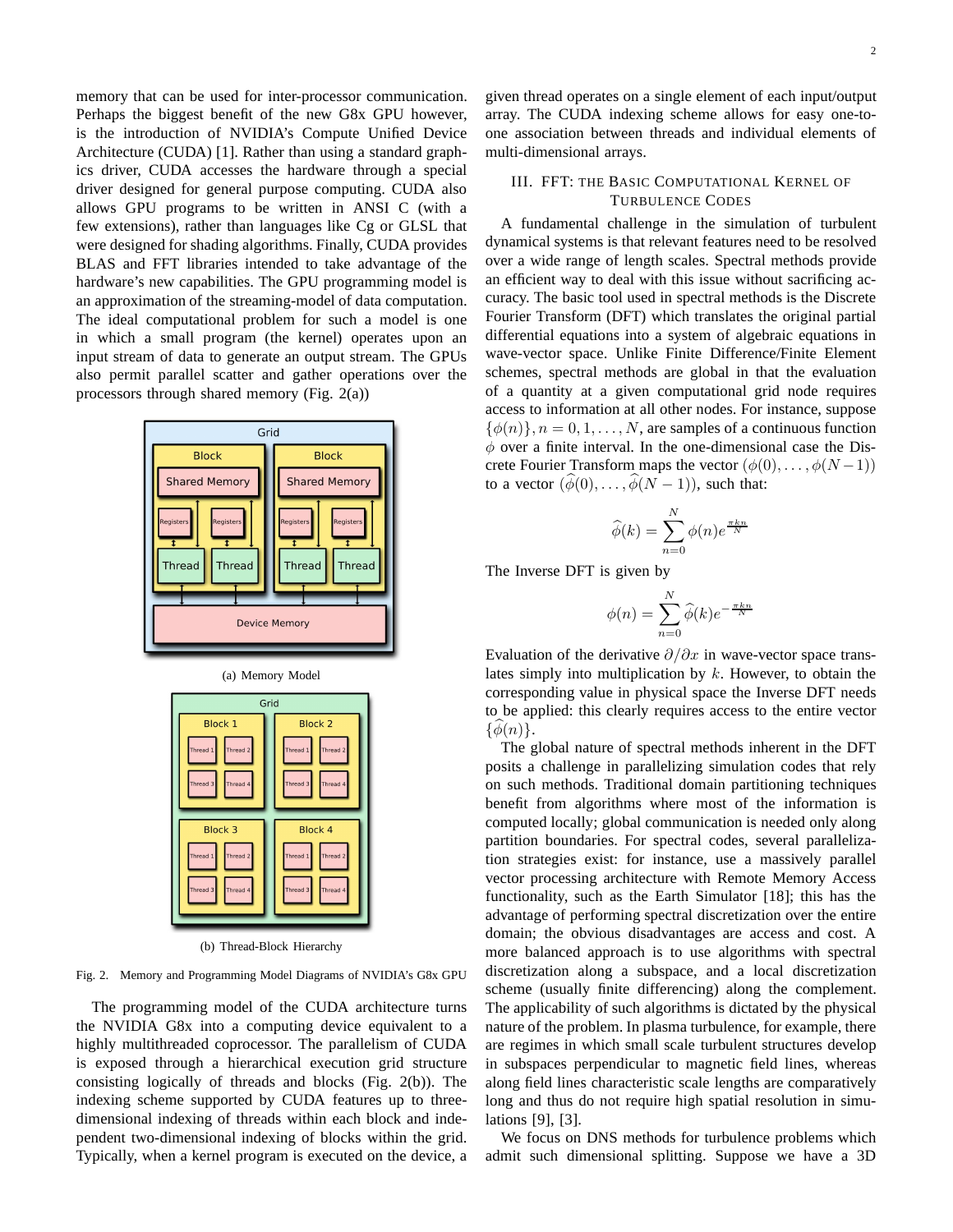memory that can be used for inter-processor communication. Perhaps the biggest benefit of the new G8x GPU however, is the introduction of NVIDIA's Compute Unified Device Architecture (CUDA) [1]. Rather than using a standard graphics driver, CUDA accesses the hardware through a special driver designed for general purpose computing. CUDA also allows GPU programs to be written in ANSI C (with a few extensions), rather than languages like Cg or GLSL that were designed for shading algorithms. Finally, CUDA provides BLAS and FFT libraries intended to take advantage of the hardware's new capabilities. The GPU programming model is an approximation of the streaming-model of data computation. The ideal computational problem for such a model is one in which a small program (the kernel) operates upon an input stream of data to generate an output stream. The GPUs also permit parallel scatter and gather operations over the processors through shared memory (Fig. 2(a))

(a) Memory Model

(b) Thread-Block Hierarchy

Fig. 2. Memory and Programming Model Diagrams of NVIDIA's G8x GPU

The programming model of the CUDA architecture turns the NVIDIA G8x into a computing device equivalent to a highly multithreaded coprocessor. The parallelism of CUDA is exposed through a hierarchical execution grid structure consisting logically of threads and blocks (Fig. 2(b)). The indexing scheme supported by CUDA features up to three-dimensional indexing of threads within each block and independent two-dimensional indexing of blocks within the grid. Typically, when a kernel program is executed on the device, a given thread operates on a single element of each input/output array. The CUDA indexing scheme allows for easy one-to-one association between threads and individual elements of multi-dimensional arrays.

## III. FFT: The Basic Computational Kernel of Turbulence Codes

A fundamental challenge in the simulation of turbulent dynamical systems is that relevant features need to be resolved over a wide range of length scales. Spectral methods provide an efficient way to deal with this issue without sacrificing accuracy. The basic tool used in spectral methods is the Discrete Fourier Transform (DFT) which translates the original partial differential equations into a system of algebraic equations in wave-vector space. Unlike Finite Difference/Finite Element schemes, spectral methods are global in that the evaluation of a quantity at a given computational grid node requires access to information at all other nodes. For instance, suppose $\{\phi(n)\}, n = 0, 1, \ldots, N$, are samples of a continuous function $\phi$ over a finite interval. In the one-dimensional case the Discrete Fourier Transform maps the vector $(\phi(0), \ldots, \phi(N-1))$ to a vector $(\widehat{\phi}(0), \ldots, \widehat{\phi}(N-1))$, such that:

$$\widehat{\phi}(k) = \sum_{n=0}^{N} \phi(n) e^{\frac{\pi k n}{N}}$$

The Inverse DFT is given by

$$\phi(n) = \sum_{n=0}^{N} \widehat{\phi}(k) e^{-\frac{\pi k n}{N}}$$

Evaluation of the derivative $\partial/\partial x$ in wave-vector space translates simply into multiplication by $k$. However, to obtain the corresponding value in physical space the Inverse DFT needs to be applied: this clearly requires access to the entire vector $\{\widehat{\phi}(n)\}$.

The global nature of spectral methods inherent in the DFT posits a challenge in parallelizing simulation codes that rely on such methods. Traditional domain partitioning techniques benefit from algorithms where most of the information is computed locally; global communication is needed only along partition boundaries. For spectral codes, several parallelization strategies exist: for instance, use a massively parallel vector processing architecture with Remote Memory Access functionality, such as the Earth Simulator [18]; this has the advantage of performing spectral discretization over the entire domain; the obvious disadvantages are access and cost. A more balanced approach is to use algorithms with spectral discretization along a subspace, and a local discretization scheme (usually finite differencing) along the complement. The applicability of such algorithms is dictated by the physical nature of the problem. In plasma turbulence, for example, there are regimes in which small scale turbulent structures develop in subspaces perpendicular to magnetic field lines, whereas along field lines characteristic scale lengths are comparatively long and thus do not require high spatial resolution in simulations [9], [3].

We focus on DNS methods for turbulence problems which admit such dimensional splitting. Suppose we have a 3D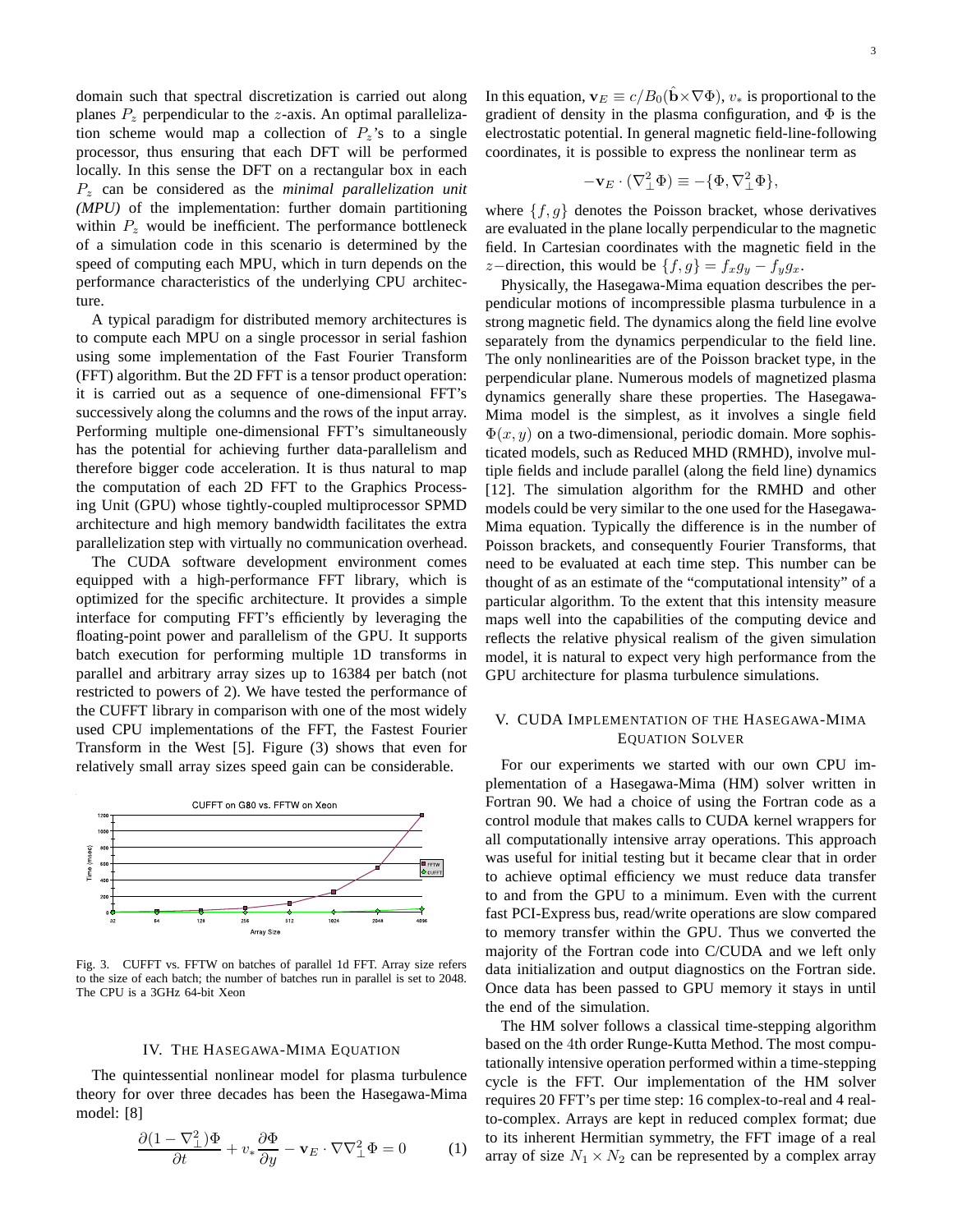domain such that spectral discretization is carried out along planes $P_z$ perpendicular to the $z$-axis. An optimal parallelization scheme would map a collection of $P_z$'s to a single processor, thus ensuring that each DFT will be performed locally. In this sense the DFT on a rectangular box in each $P_z$ can be considered as the ***minimal parallelization unit (MPU)*** of the implementation: further domain partitioning within $P_z$ would be inefficient. The performance bottleneck of a simulation code in this scenario is determined by the speed of computing each MPU, which in turn depends on the performance characteristics of the underlying CPU architecture.

A typical paradigm for distributed memory architectures is to compute each MPU on a single processor in serial fashion using some implementation of the Fast Fourier Transform (FFT) algorithm. But the 2D FFT is a tensor product operation: it is carried out as a sequence of one-dimensional FFT's successively along the columns and the rows of the input array. Performing multiple one-dimensional FFT's simultaneously has the potential for achieving further data-parallelism and therefore bigger code acceleration. It is thus natural to map the computation of each 2D FFT to the Graphics Processing Unit (GPU) whose tightly-coupled multiprocessor SPMD architecture and high memory bandwidth facilitates the extra parallelization step with virtually no communication overhead.

The CUDA software development environment comes equipped with a high-performance FFT library, which is optimized for the specific architecture. It provides a simple interface for computing FFT's efficiently by leveraging the floating-point power and parallelism of the GPU. It supports batch execution for performing multiple 1D transforms in parallel and arbitrary array sizes up to 16384 per batch (not restricted to powers of 2). We have tested the performance of the CUFFT library in comparison with one of the most widely used CPU implementations of the FFT, the Fastest Fourier Transform in the West [5]. Figure (3) shows that even for relatively small array sizes speed gain can be considerable.

Fig. 3. CUFFT vs. FFTW on batches of parallel 1d FFT. Array size refers to the size of each batch; the number of batches run in parallel is set to 2048. The CPU is a 3GHz 64-bit Xeon

## IV. The Hasegawa-Mima Equation

The quintessential nonlinear model for plasma turbulence theory for over three decades has been the Hasegawa-Mima model: [8]

$$\frac{\partial(1-\nabla_\perp^2)\Phi}{\partial t} + v_* \frac{\partial \Phi}{\partial y} - \mathbf{v}_E \cdot \nabla \nabla_\perp^2 \Phi = 0 \qquad (1)$$

In this equation, $\mathbf{v}_E \equiv c/B_0(\hat{\mathbf{b}} \times \nabla \Phi)$, $v_*$ is proportional to the gradient of density in the plasma configuration, and $\Phi$ is the electrostatic potential. In general magnetic field-line-following coordinates, it is possible to express the nonlinear term as

$$-\mathbf{v}_E \cdot (\nabla_\perp^2 \Phi) \equiv -\{\Phi, \nabla_\perp^2 \Phi\},$$

where $\{f, g\}$ denotes the Poisson bracket, whose derivatives are evaluated in the plane locally perpendicular to the magnetic field. In Cartesian coordinates with the magnetic field in the $z-$direction, this would be $\{f, g\} = f_x g_y - f_y g_x$.

Physically, the Hasegawa-Mima equation describes the perpendicular motions of incompressible plasma turbulence in a strong magnetic field. The dynamics along the field line evolve separately from the dynamics perpendicular to the field line. The only nonlinearities are of the Poisson bracket type, in the perpendicular plane. Numerous models of magnetized plasma dynamics generally share these properties. The Hasegawa-Mima model is the simplest, as it involves a single field $\Phi(x, y)$ on a two-dimensional, periodic domain. More sophisticated models, such as Reduced MHD (RMHD), involve multiple fields and include parallel (along the field line) dynamics [12]. The simulation algorithm for the RMHD and other models could be very similar to the one used for the Hasegawa-Mima equation. Typically the difference is in the number of Poisson brackets, and consequently Fourier Transforms, that need to be evaluated at each time step. This number can be thought of as an estimate of the "computational intensity" of a particular algorithm. To the extent that this intensity measure maps well into the capabilities of the computing device and reflects the relative physical realism of the given simulation model, it is natural to expect very high performance from the GPU architecture for plasma turbulence simulations.

## V. CUDA Implementation of the Hasegawa-Mima Equation Solver

For our experiments we started with our own CPU implementation of a Hasegawa-Mima (HM) solver written in Fortran 90. We had a choice of using the Fortran code as a control module that makes calls to CUDA kernel wrappers for all computationally intensive array operations. This approach was useful for initial testing but it became clear that in order to achieve optimal efficiency we must reduce data transfer to and from the GPU to a minimum. Even with the current fast PCI-Express bus, read/write operations are slow compared to memory transfer within the GPU. Thus we converted the majority of the Fortran code into C/CUDA and we left only data initialization and output diagnostics on the Fortran side. Once data has been passed to GPU memory it stays in until the end of the simulation.

The HM solver follows a classical time-stepping algorithm based on the 4th order Runge-Kutta Method. The most computationally intensive operation performed within a time-stepping cycle is the FFT. Our implementation of the HM solver requires 20 FFT's per time step: 16 complex-to-real and 4 real-to-complex. Arrays are kept in reduced complex format; due to its inherent Hermitian symmetry, the FFT image of a real array of size $N_1 \times N_2$ can be represented by a complex array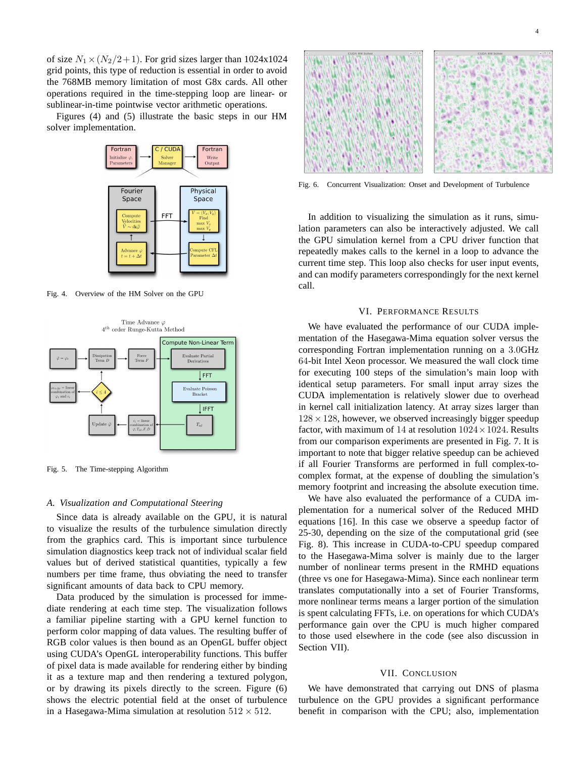of size $N_1 \times (N_2/2+1)$. For grid sizes larger than 1024x1024 grid points, this type of reduction is essential in order to avoid the 768MB memory limitation of most G8x cards. All other operations required in the time-stepping loop are linear- or sublinear-in-time pointwise vector arithmetic operations.

Figures (4) and (5) illustrate the basic steps in our HM solver implementation.

Fig. 4. Overview of the HM Solver on the GPU

Fig. 5. The Time-stepping Algorithm

### A. Visualization and Computational Steering

Since data is already available on the GPU, it is natural to visualize the results of the turbulence simulation directly from the graphics card. This is important since turbulence simulation diagnostics keep track not of individual scalar field values but of derived statistical quantities, typically a few numbers per time frame, thus obviating the need to transfer significant amounts of data back to CPU memory.

Data produced by the simulation is processed for immediate rendering at each time step. The visualization follows a familiar pipeline starting with a GPU kernel function to perform color mapping of data values. The resulting buffer of RGB color values is then bound as an OpenGL buffer object using CUDA's OpenGL interoperability functions. This buffer of pixel data is made available for rendering either by binding it as a texture map and then rendering a textured polygon, or by drawing its pixels directly to the screen. Figure (6) shows the electric potential field at the onset of turbulence in a Hasegawa-Mima simulation at resolution $512 \times 512$.

Fig. 6. Concurrent Visualization: Onset and Development of Turbulence

In addition to visualizing the simulation as it runs, simulation parameters can also be interactively adjusted. We call the GPU simulation kernel from a CPU driver function that repeatedly makes calls to the kernel in a loop to advance the current time step. This loop also checks for user input events, and can modify parameters correspondingly for the next kernel call.

## VI. Performance Results

We have evaluated the performance of our CUDA implementation of the Hasegawa-Mima equation solver versus the corresponding Fortran implementation running on a $3.0$GHz $64$-bit Intel Xeon processor. We measured the wall clock time for executing 100 steps of the simulation's main loop with identical setup parameters. For small input array sizes the CUDA implementation is relatively slower due to overhead in kernel call initialization latency. At array sizes larger than $128 \times 128$, however, we observed increasingly bigger speedup factor, with maximum of $14$ at resolution $1024 \times 1024$. Results from our comparison experiments are presented in Fig. 7. It is important to note that bigger relative speedup can be achieved if all Fourier Transforms are performed in full complex-to-complex format, at the expense of doubling the simulation's memory footprint and increasing the absolute execution time.

We have also evaluated the performance of a CUDA implementation for a numerical solver of the Reduced MHD equations [16]. In this case we observe a speedup factor of 25-30, depending on the size of the computational grid (see Fig. 8). This increase in CUDA-to-CPU speedup compared to the Hasegawa-Mima solver is mainly due to the larger number of nonlinear terms present in the RMHD equations (three vs one for Hasegawa-Mima). Since each nonlinear term translates computationally into a set of Fourier Transforms, more nonlinear terms means a larger portion of the simulation is spent calculating FFTs, i.e. on operations for which CUDA's performance gain over the CPU is much higher compared to those used elsewhere in the code (see also discussion in Section VII).

## VII. Conclusion

We have demonstrated that carrying out DNS of plasma turbulence on the GPU provides a significant performance benefit in comparison with the CPU; also, implementation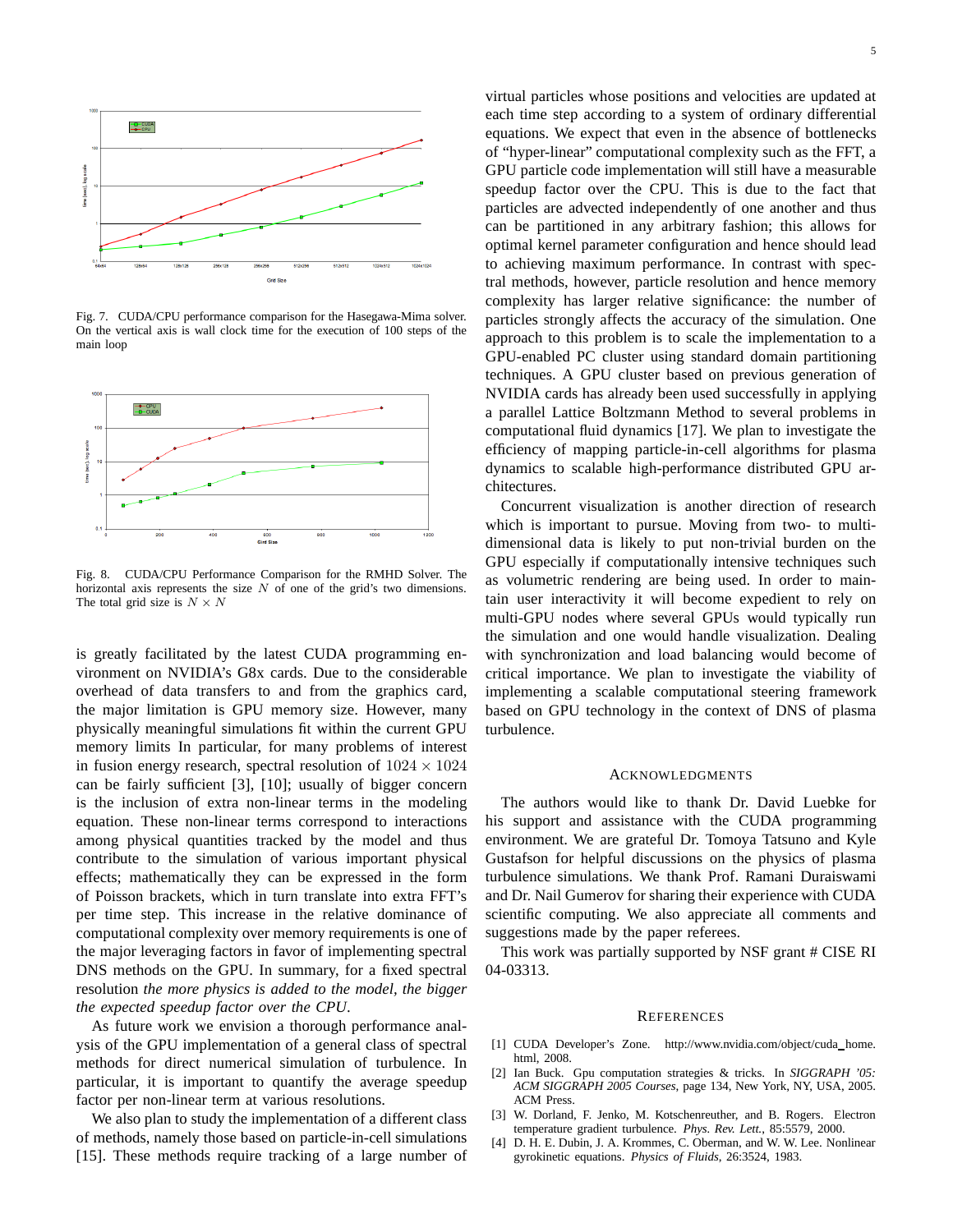Fig. 7. CUDA/CPU performance comparison for the Hasegawa-Mima solver. On the vertical axis is wall clock time for the execution of 100 steps of the main loop

Fig. 8. CUDA/CPU Performance Comparison for the RMHD Solver. The horizontal axis represents the size $N$ of one of the grid's two dimensions. The total grid size is $N \times N$

is greatly facilitated by the latest CUDA programming environment on NVIDIA's G8x cards. Due to the considerable overhead of data transfers to and from the graphics card, the major limitation is GPU memory size. However, many physically meaningful simulations fit within the current GPU memory limits In particular, for many problems of interest in fusion energy research, spectral resolution of $1024 \times 1024$ can be fairly sufficient [3], [10]; usually of bigger concern is the inclusion of extra non-linear terms in the modeling equation. These non-linear terms correspond to interactions among physical quantities tracked by the model and thus contribute to the simulation of various important physical effects; mathematically they can be expressed in the form of Poisson brackets, which in turn translate into extra FFT's per time step. This increase in the relative dominance of computational complexity over memory requirements is one of the major leveraging factors in favor of implementing spectral DNS methods on the GPU. In summary, for a fixed spectral resolution *the more physics is added to the model, the bigger the expected speedup factor over the CPU*.

As future work we envision a thorough performance analysis of the GPU implementation of a general class of spectral methods for direct numerical simulation of turbulence. In particular, it is important to quantify the average speedup factor per non-linear term at various resolutions.

We also plan to study the implementation of a different class of methods, namely those based on particle-in-cell simulations [15]. These methods require tracking of a large number of virtual particles whose positions and velocities are updated at each time step according to a system of ordinary differential equations. We expect that even in the absence of bottlenecks of "hyper-linear" computational complexity such as the FFT, a GPU particle code implementation will still have a measurable speedup factor over the CPU. This is due to the fact that particles are advected independently of one another and thus can be partitioned in any arbitrary fashion; this allows for optimal kernel parameter configuration and hence should lead to achieving maximum performance. In contrast with spectral methods, however, particle resolution and hence memory complexity has larger relative significance: the number of particles strongly affects the accuracy of the simulation. One approach to this problem is to scale the implementation to a GPU-enabled PC cluster using standard domain partitioning techniques. A GPU cluster based on previous generation of NVIDIA cards has already been used successfully in applying a parallel Lattice Boltzmann Method to several problems in computational fluid dynamics [17]. We plan to investigate the efficiency of mapping particle-in-cell algorithms for plasma dynamics to scalable high-performance distributed GPU architectures.

Concurrent visualization is another direction of research which is important to pursue. Moving from two- to multi-dimensional data is likely to put non-trivial burden on the GPU especially if computationally intensive techniques such as volumetric rendering are being used. In order to maintain user interactivity it will become expedient to rely on multi-GPU nodes where several GPUs would typically run the simulation and one would handle visualization. Dealing with synchronization and load balancing would become of critical importance. We plan to investigate the viability of implementing a scalable computational steering framework based on GPU technology in the context of DNS of plasma turbulence.

## Acknowledgments

The authors would like to thank Dr. David Luebke for his support and assistance with the CUDA programming environment. We are grateful Dr. Tomoya Tatsuno and Kyle Gustafson for helpful discussions on the physics of plasma turbulence simulations. We thank Prof. Ramani Duraiswami and Dr. Nail Gumerov for sharing their experience with CUDA scientific computing. We also appreciate all comments and suggestions made by the paper referees.

This work was partially supported by NSF grant # CISE RI 04-03313.

## References

[1] CUDA Developer's Zone. http://www.nvidia.com/object/cuda_home.html, 2008.

[2] Ian Buck. Gpu computation strategies & tricks. In *SIGGRAPH '05: ACM SIGGRAPH 2005 Courses*, page 134, New York, NY, USA, 2005. ACM Press.

[3] W. Dorland, F. Jenko, M. Kotschenreuther, and B. Rogers. Electron temperature gradient turbulence. *Phys. Rev. Lett.*, 85:5579, 2000.

[4] D. H. E. Dubin, J. A. Krommes, C. Oberman, and W. W. Lee. Nonlinear gyrokinetic equations. *Physics of Fluids*, 26:3524, 1983.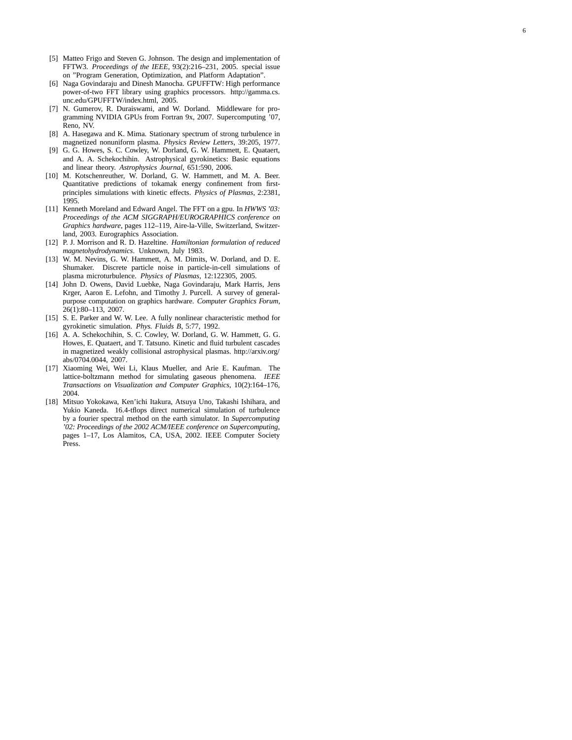[5] Matteo Frigo and Steven G. Johnson. The design and implementation of FFTW3. *Proceedings of the IEEE*, 93(2):216–231, 2005. special issue on "Program Generation, Optimization, and Platform Adaptation".

[6] Naga Govindaraju and Dinesh Manocha. GPUFFTW: High performance power-of-two FFT library using graphics processors. http://gamma.cs.unc.edu/GPUFFTW/index.html, 2005.

[7] N. Gumerov, R. Duraiswami, and W. Dorland. Middleware for programming NVIDIA GPUs from Fortran 9x, 2007. Supercomputing '07, Reno, NV.

[8] A. Hasegawa and K. Mima. Stationary spectrum of strong turbulence in magnetized nonuniform plasma. *Physics Review Letters*, 39:205, 1977.

[9] G. G. Howes, S. C. Cowley, W. Dorland, G. W. Hammett, E. Quataert, and A. A. Schekochihin. Astrophysical gyrokinetics: Basic equations and linear theory. *Astrophysics Journal*, 651:590, 2006.

[10] M. Kotschenreuther, W. Dorland, G. W. Hammett, and M. A. Beer. Quantitative predictions of tokamak energy confinement from first-principles simulations with kinetic effects. *Physics of Plasmas*, 2:2381, 1995.

[11] Kenneth Moreland and Edward Angel. The FFT on a gpu. In *HWWS '03: Proceedings of the ACM SIGGRAPH/EUROGRAPHICS conference on Graphics hardware*, pages 112–119, Aire-la-Ville, Switzerland, Switzerland, 2003. Eurographics Association.

[12] P. J. Morrison and R. D. Hazeltine. *Hamiltonian formulation of reduced magnetohydrodynamics*. Unknown, July 1983.

[13] W. M. Nevins, G. W. Hammett, A. M. Dimits, W. Dorland, and D. E. Shumaker. Discrete particle noise in particle-in-cell simulations of plasma microturbulence. *Physics of Plasmas*, 12:122305, 2005.

[14] John D. Owens, David Luebke, Naga Govindaraju, Mark Harris, Jens Krger, Aaron E. Lefohn, and Timothy J. Purcell. A survey of general-purpose computation on graphics hardware. *Computer Graphics Forum*, 26(1):80–113, 2007.

[15] S. E. Parker and W. W. Lee. A fully nonlinear characteristic method for gyrokinetic simulation. *Phys. Fluids B*, 5:77, 1992.

[16] A. A. Schekochihin, S. C. Cowley, W. Dorland, G. W. Hammett, G. G. Howes, E. Quataert, and T. Tatsuno. Kinetic and fluid turbulent cascades in magnetized weakly collisional astrophysical plasmas. http://arxiv.org/abs/0704.0044, 2007.

[17] Xiaoming Wei, Wei Li, Klaus Mueller, and Arie E. Kaufman. The lattice-boltzmann method for simulating gaseous phenomena. *IEEE Transactions on Visualization and Computer Graphics*, 10(2):164–176, 2004.

[18] Mitsuo Yokokawa, Ken'ichi Itakura, Atsuya Uno, Takashi Ishihara, and Yukio Kaneda. 16.4-tflops direct numerical simulation of turbulence by a fourier spectral method on the earth simulator. In *Supercomputing '02: Proceedings of the 2002 ACM/IEEE conference on Supercomputing*, pages 1–17, Los Alamitos, CA, USA, 2002. IEEE Computer Society Press.